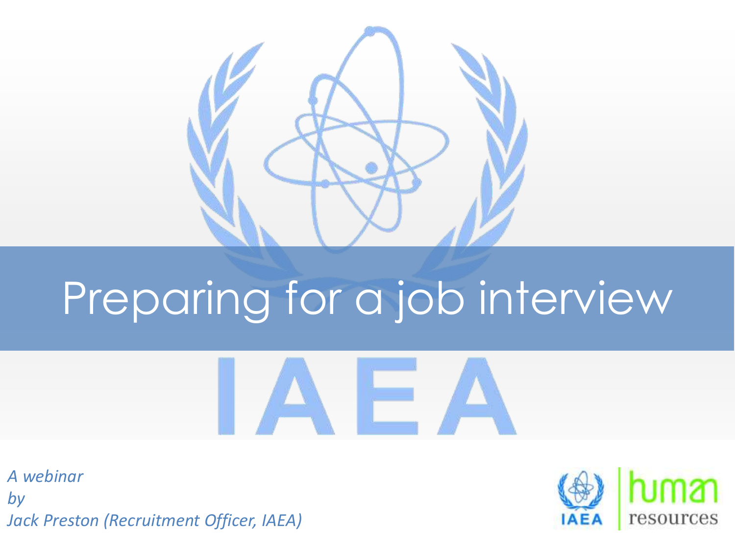# Preparing for a job interview

IAEA

*A webinar*
*by*
*Jack Preston (Recruitment Officer, IAEA)*

IAEA | human resources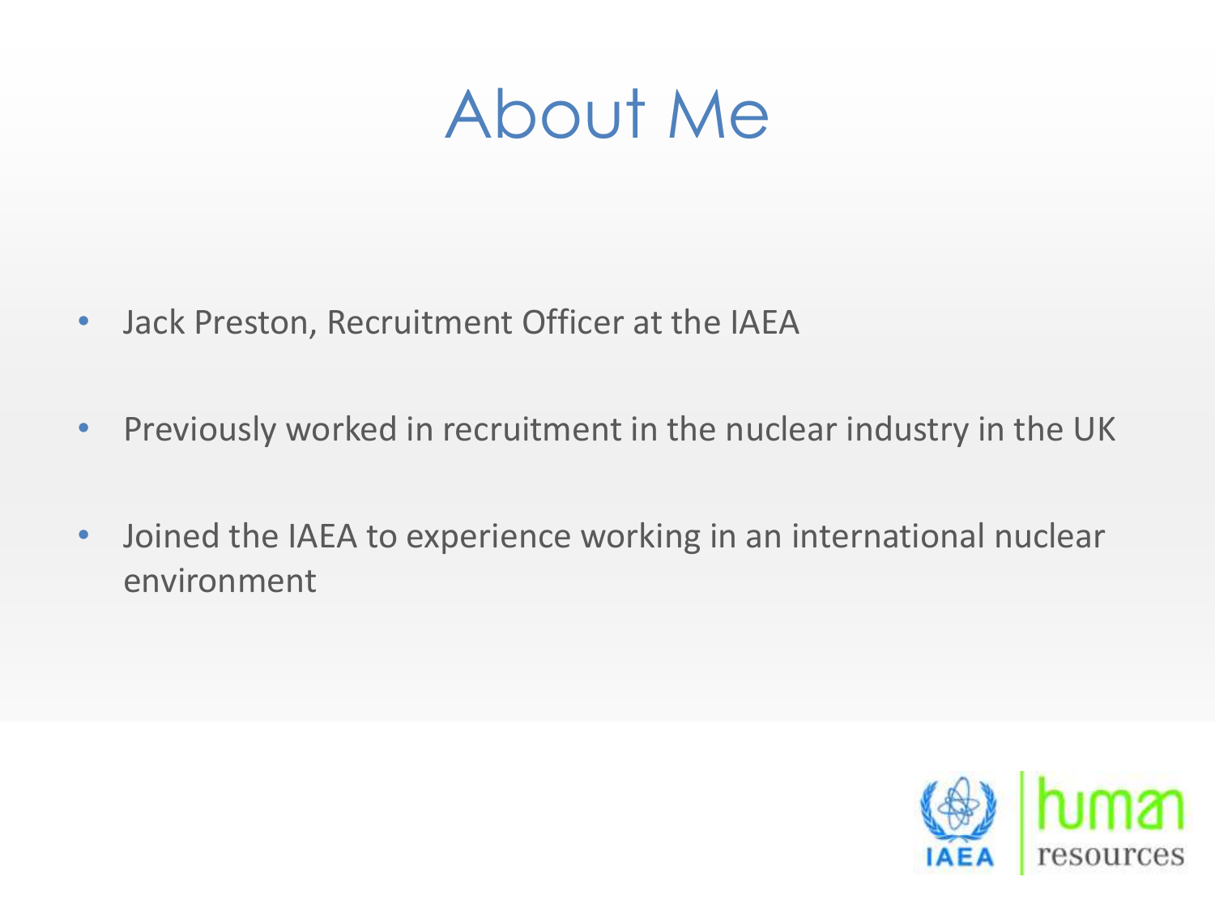# About Me

- Jack Preston, Recruitment Officer at the IAEA
- Previously worked in recruitment in the nuclear industry in the UK
- Joined the IAEA to experience working in an international nuclear environment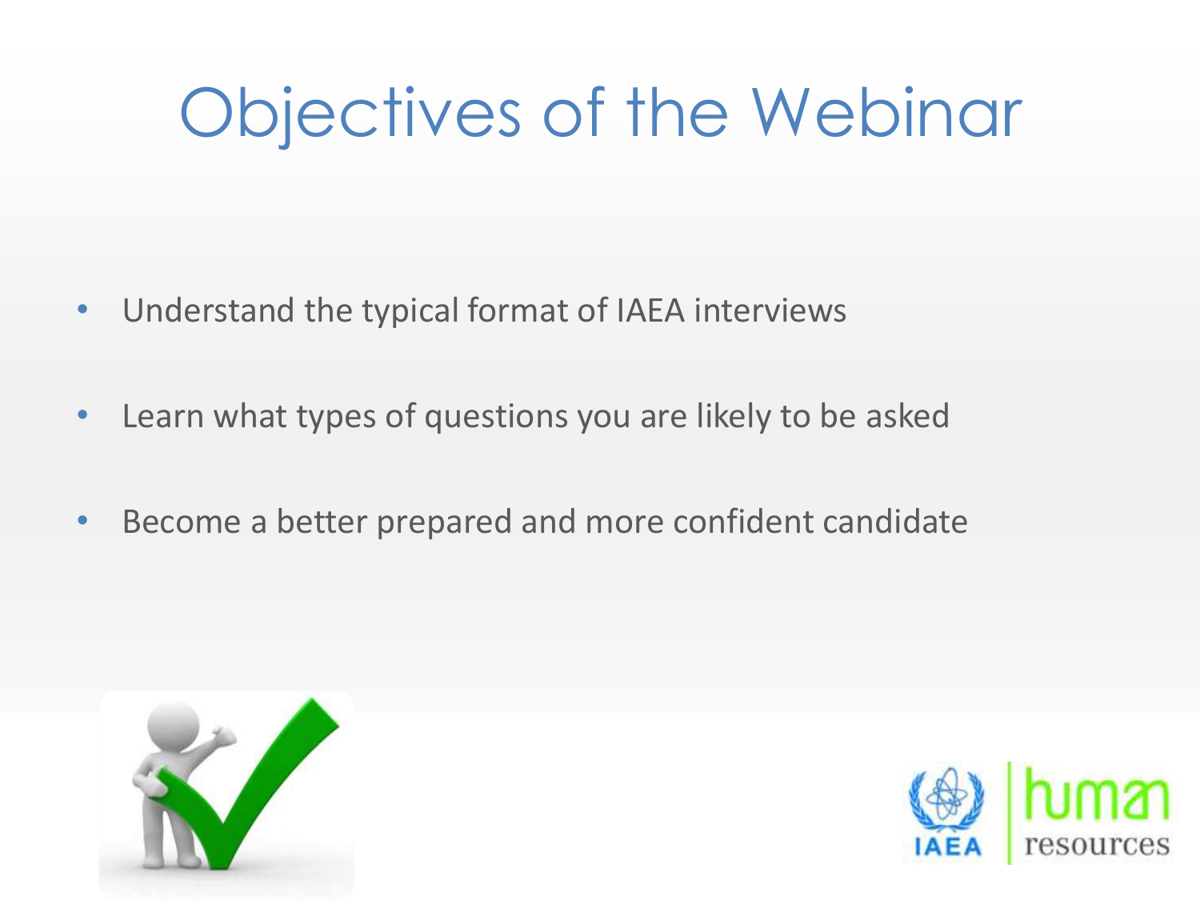# Objectives of the Webinar

- Understand the typical format of IAEA interviews
- Learn what types of questions you are likely to be asked
- Become a better prepared and more confident candidate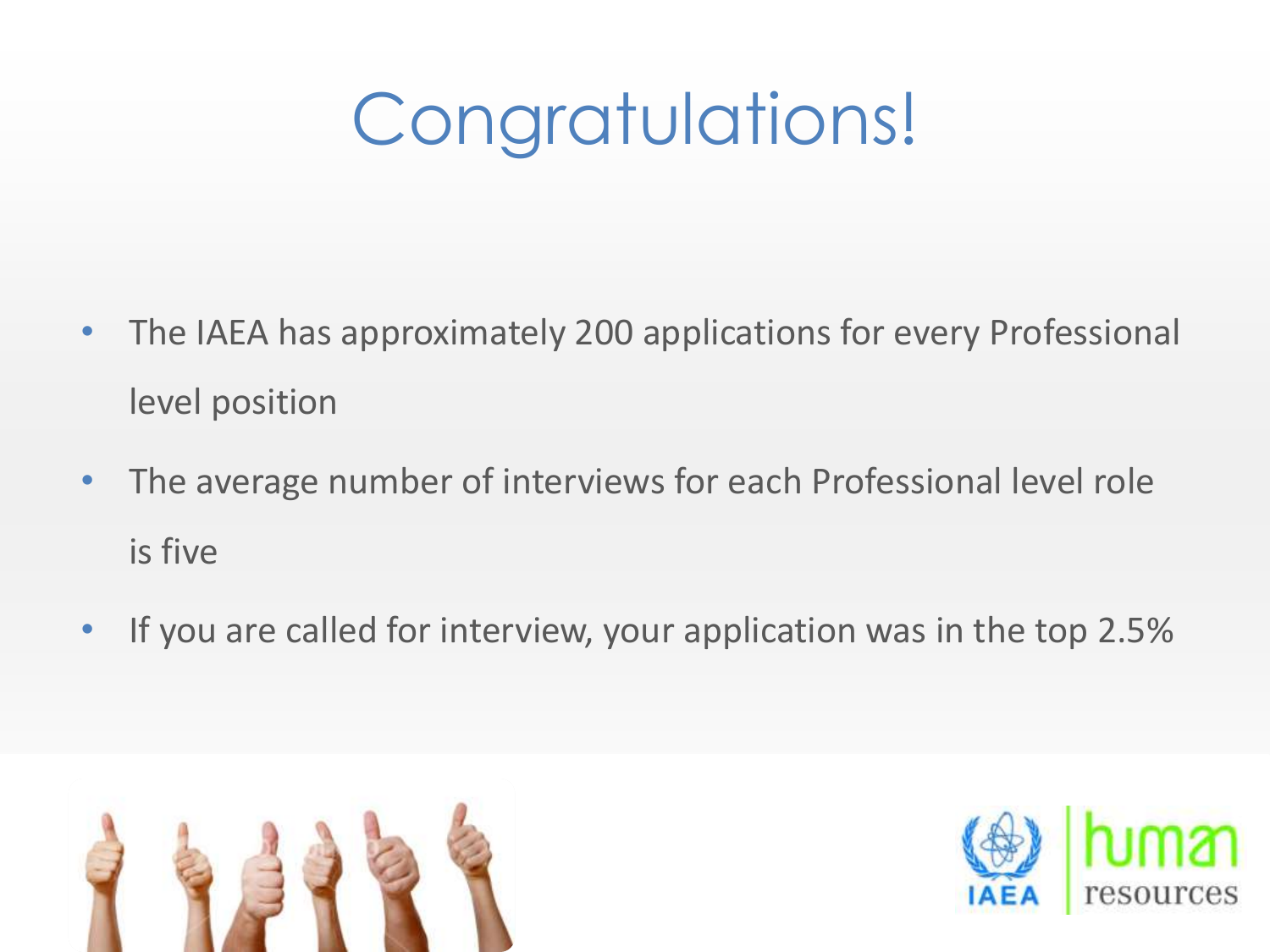# Congratulations!

- The IAEA has approximately 200 applications for every Professional level position
- The average number of interviews for each Professional level role is five
- If you are called for interview, your application was in the top 2.5%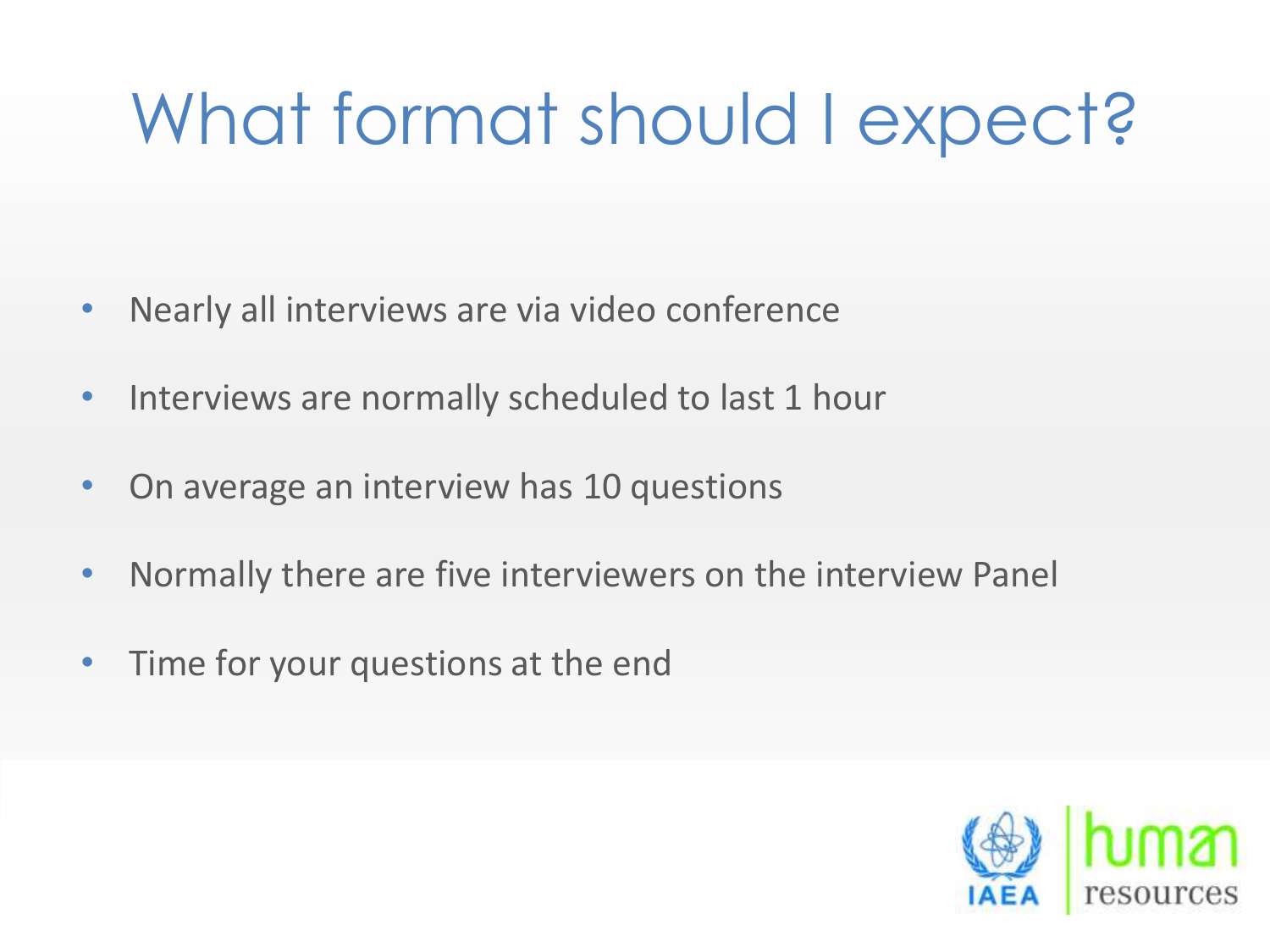# What format should I expect?

- Nearly all interviews are via video conference
- Interviews are normally scheduled to last 1 hour
- On average an interview has 10 questions
- Normally there are five interviewers on the interview Panel
- Time for your questions at the end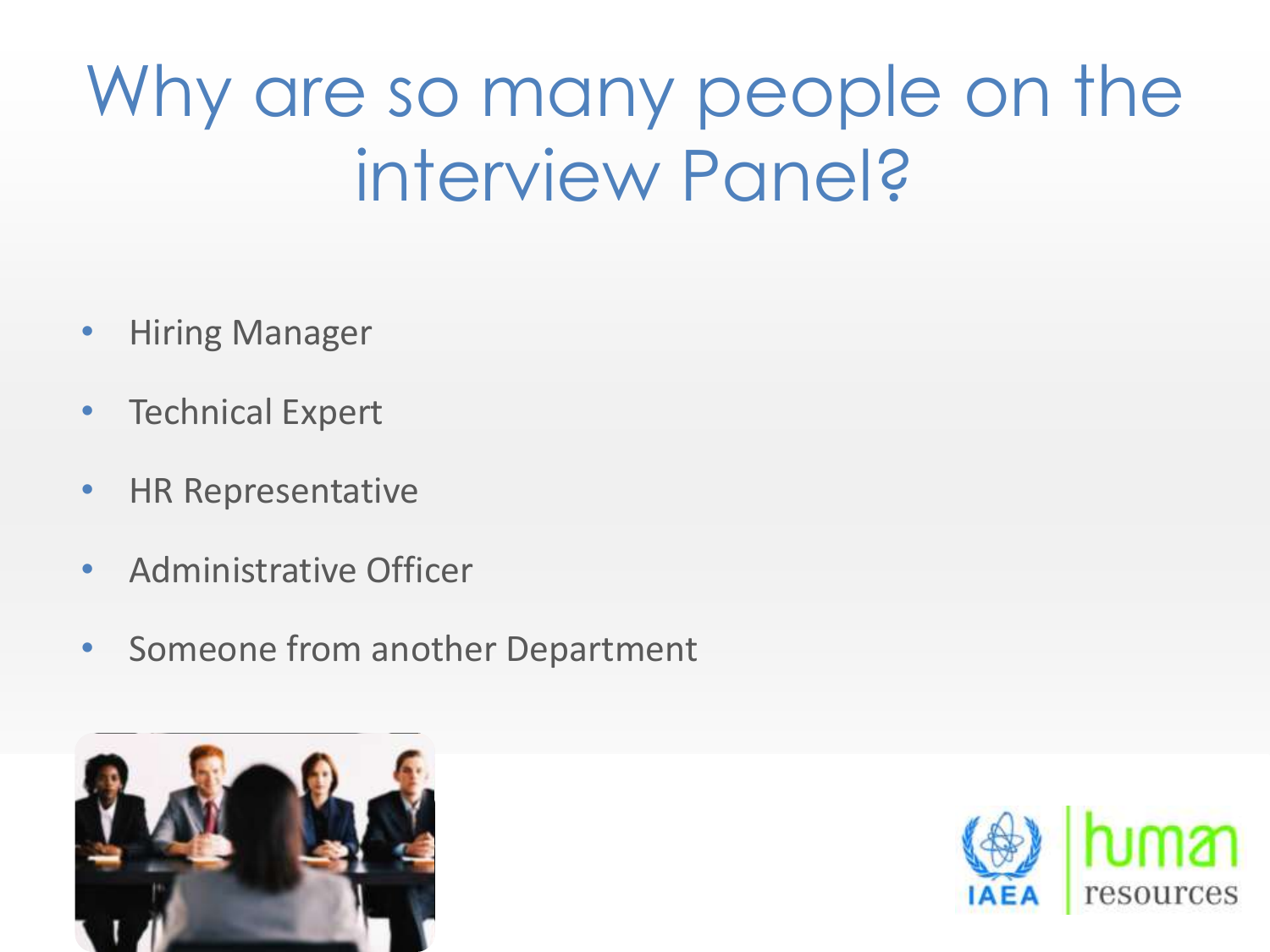# Why are so many people on the interview Panel?

- Hiring Manager
- Technical Expert
- HR Representative
- Administrative Officer
- Someone from another Department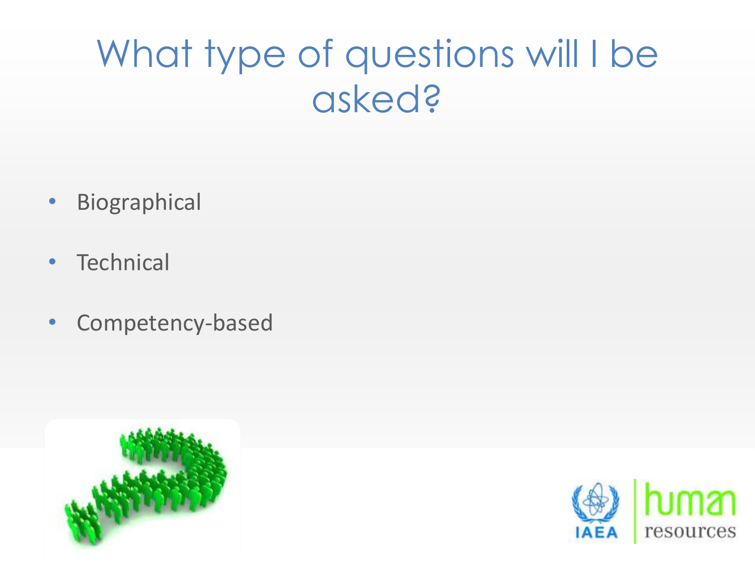# What type of questions will I be asked?

- Biographical
- Technical
- Competency-based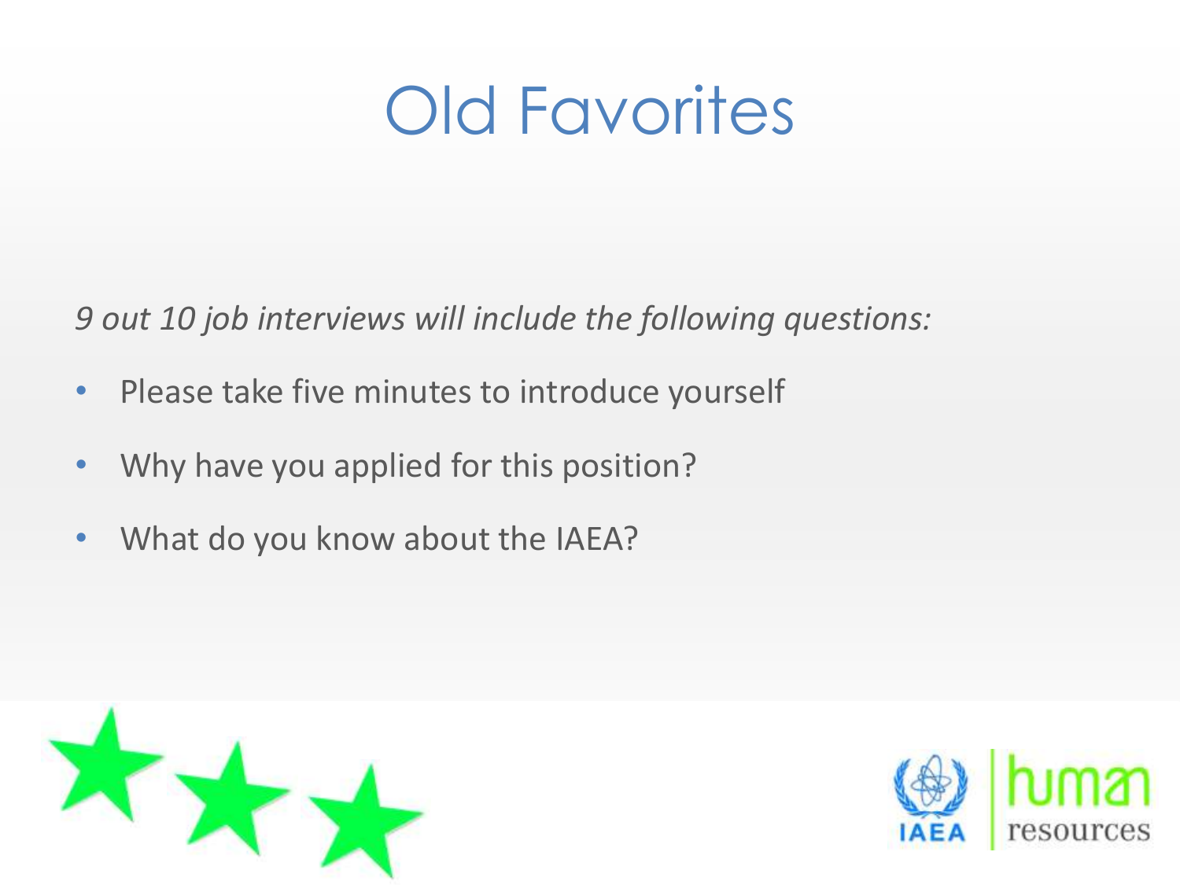# Old Favorites

*9 out 10 job interviews will include the following questions:*

- Please take five minutes to introduce yourself
- Why have you applied for this position?
- What do you know about the IAEA?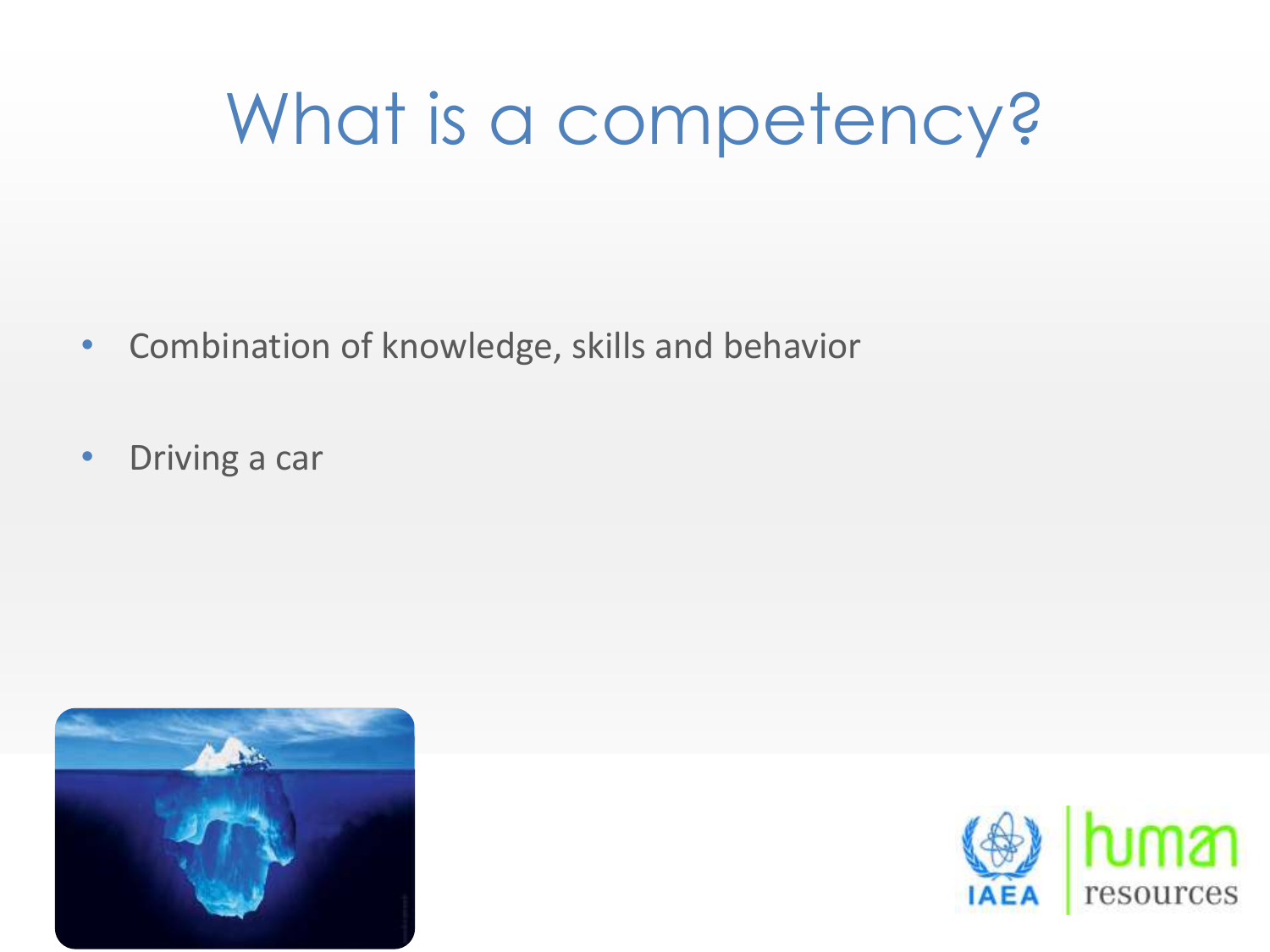# What is a competency?

- Combination of knowledge, skills and behavior
- Driving a car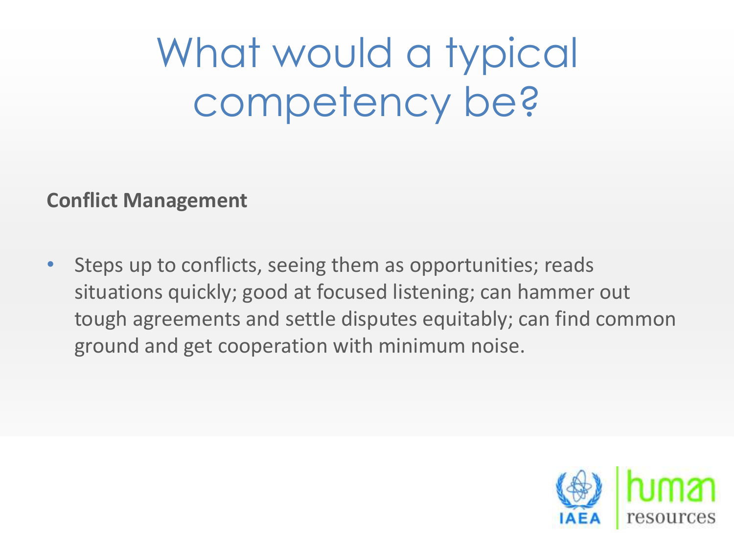# What would a typical competency be?

**Conflict Management**

- Steps up to conflicts, seeing them as opportunities; reads situations quickly; good at focused listening; can hammer out tough agreements and settle disputes equitably; can find common ground and get cooperation with minimum noise.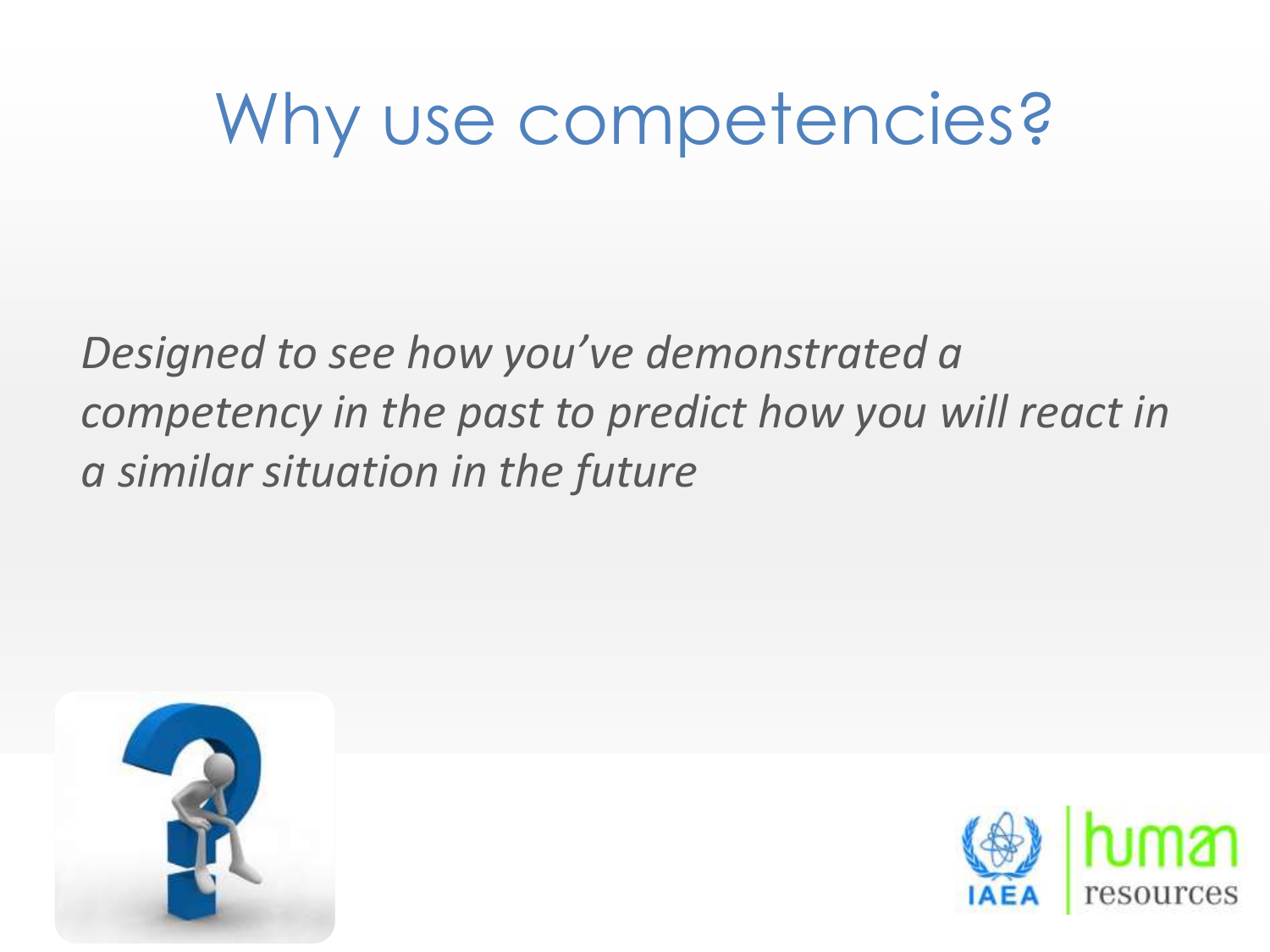# Why use competencies?

*Designed to see how you've demonstrated a competency in the past to predict how you will react in a similar situation in the future*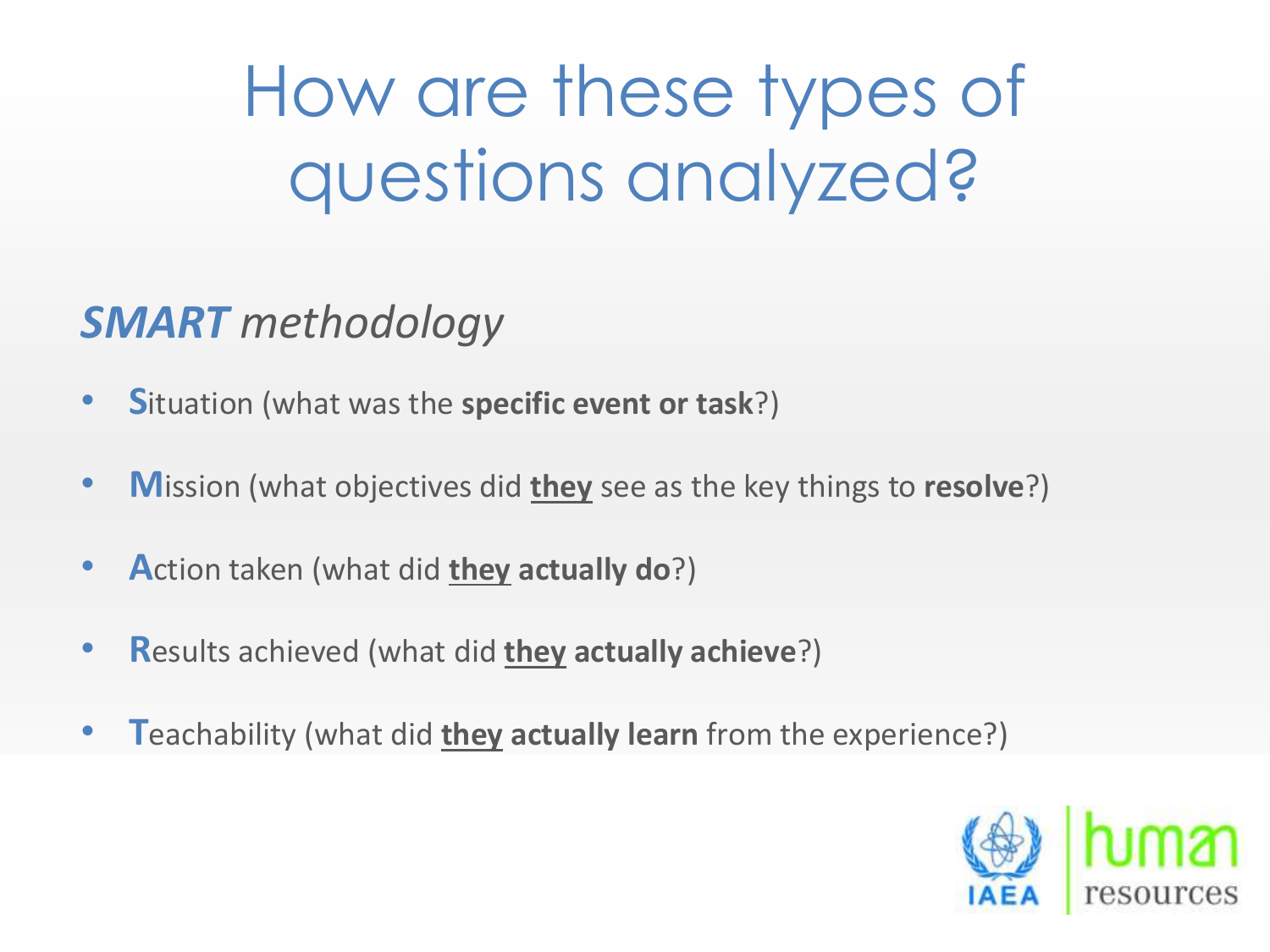# How are these types of questions analyzed?

## ***SMART*** *methodology*

- **S**ituation (what was the **specific event or task**?)
- **M**ission (what objectives did **<u>they</u>** see as the key things to **resolve**?)
- **A**ction taken (what did **<u>they</u> actually do**?)
- **R**esults achieved (what did **<u>they</u> actually achieve**?)
- **T**eachability (what did **<u>they</u> actually learn** from the experience?)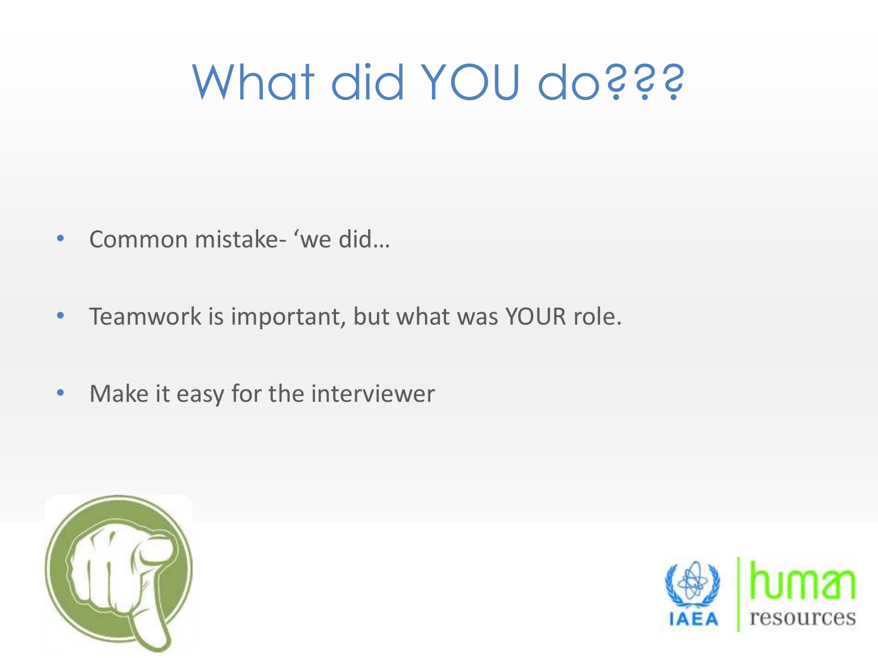# What did YOU do???

- Common mistake- 'we did…
- Teamwork is important, but what was YOUR role.
- Make it easy for the interviewer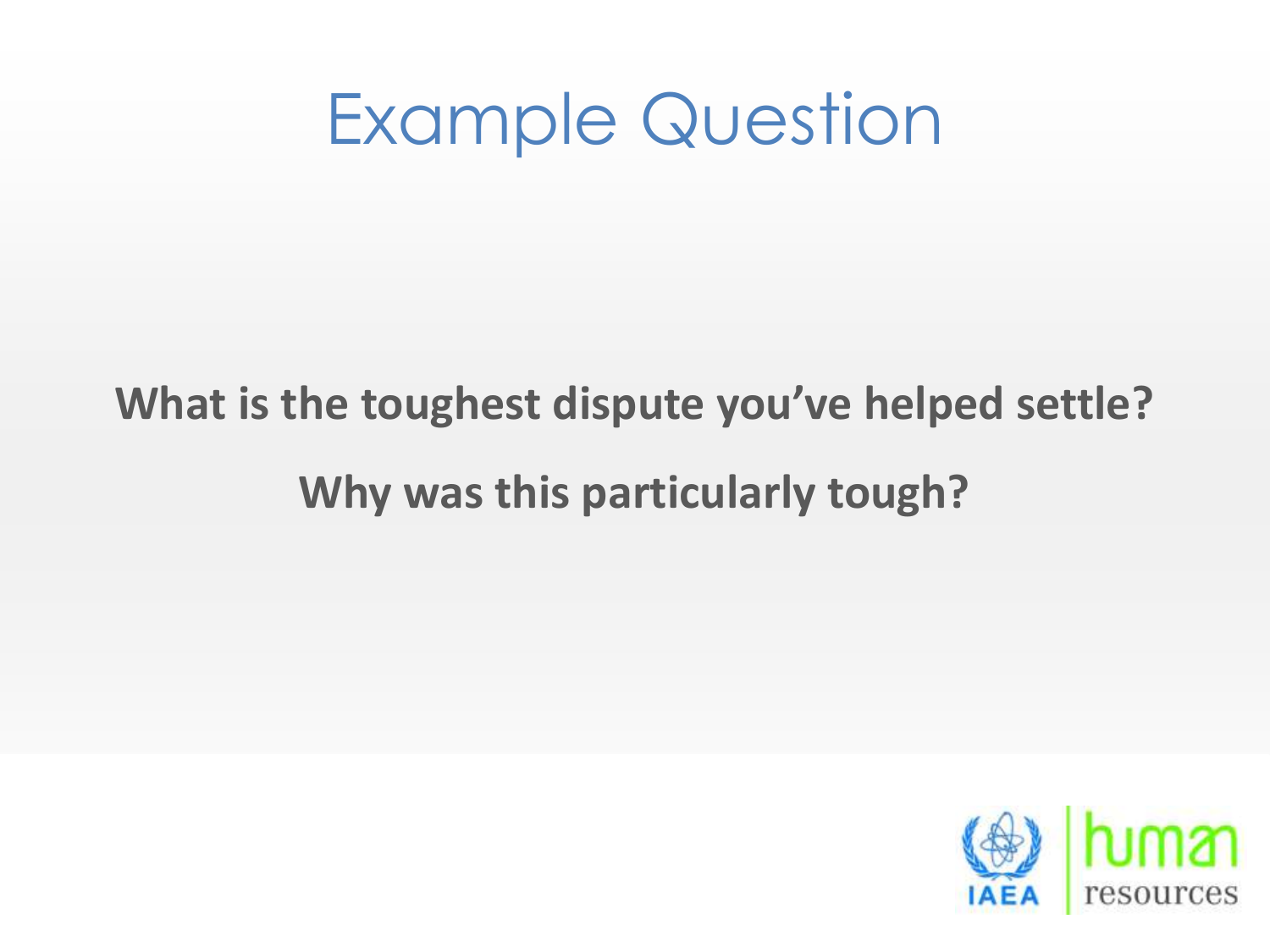# Example Question

**What is the toughest dispute you've helped settle?**

**Why was this particularly tough?**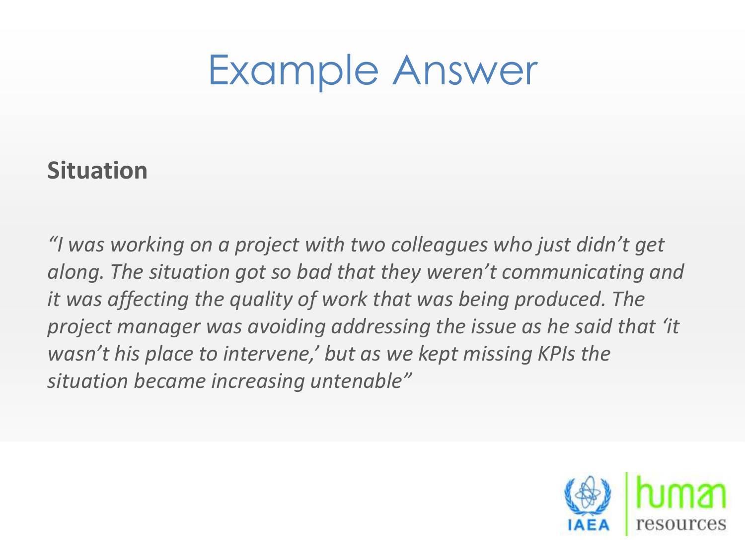# Example Answer

**Situation**

*"I was working on a project with two colleagues who just didn't get along. The situation got so bad that they weren't communicating and it was affecting the quality of work that was being produced. The project manager was avoiding addressing the issue as he said that 'it wasn't his place to intervene,' but as we kept missing KPIs the situation became increasing untenable"*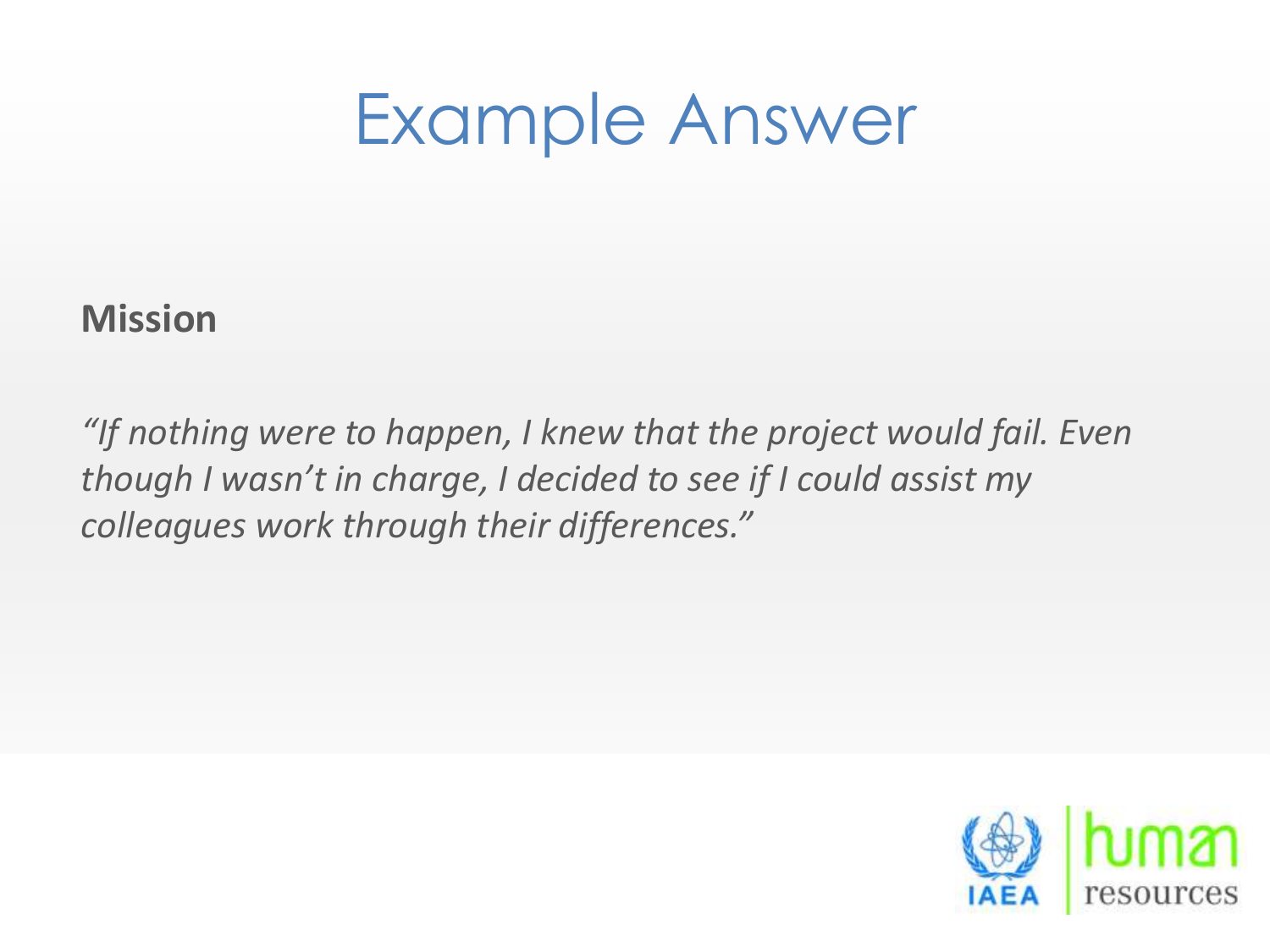# Example Answer

**Mission**

*"If nothing were to happen, I knew that the project would fail. Even though I wasn't in charge, I decided to see if I could assist my colleagues work through their differences."*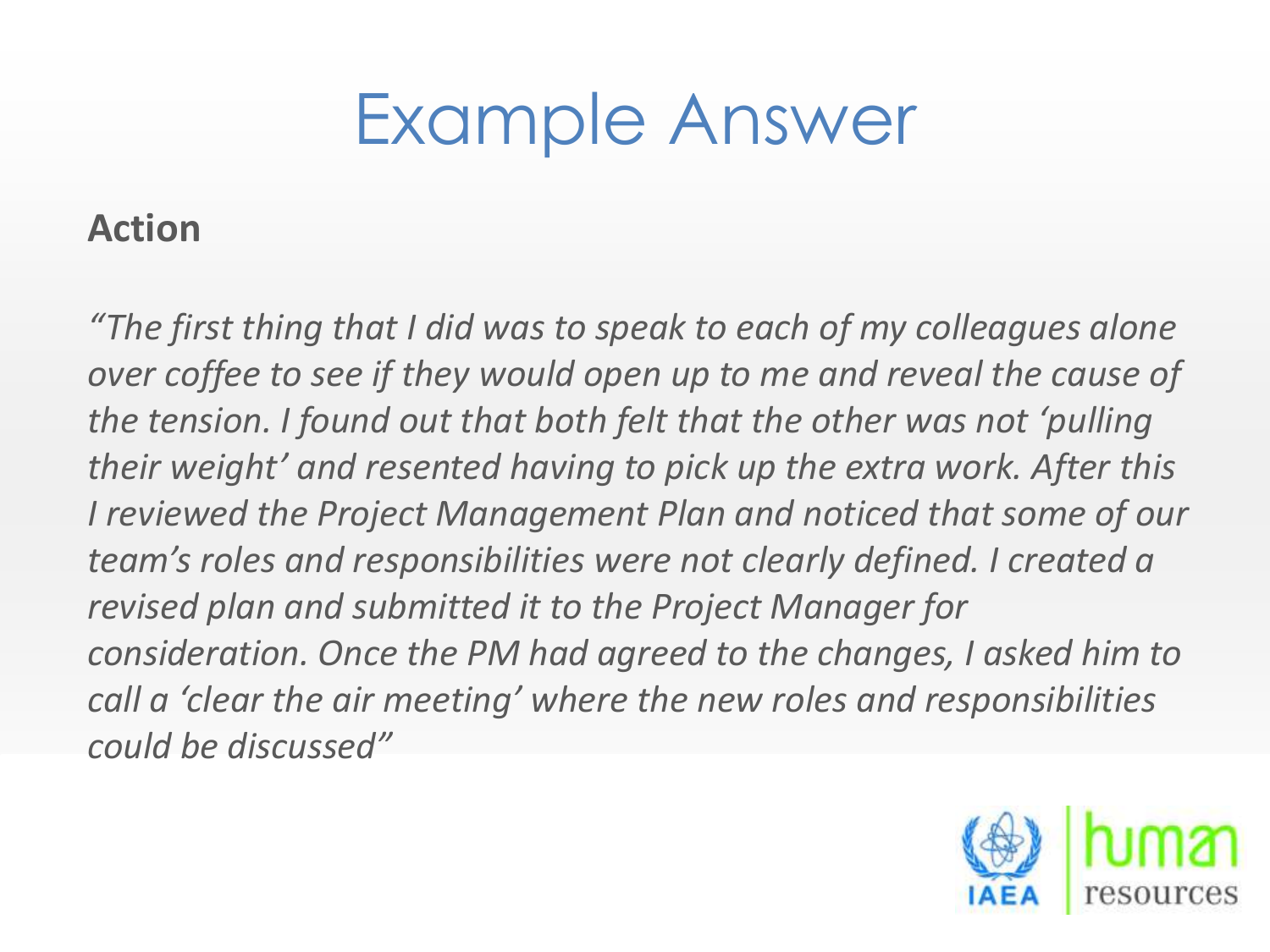# Example Answer

**Action**

*"The first thing that I did was to speak to each of my colleagues alone over coffee to see if they would open up to me and reveal the cause of the tension. I found out that both felt that the other was not 'pulling their weight' and resented having to pick up the extra work. After this I reviewed the Project Management Plan and noticed that some of our team's roles and responsibilities were not clearly defined. I created a revised plan and submitted it to the Project Manager for consideration. Once the PM had agreed to the changes, I asked him to call a 'clear the air meeting' where the new roles and responsibilities could be discussed"*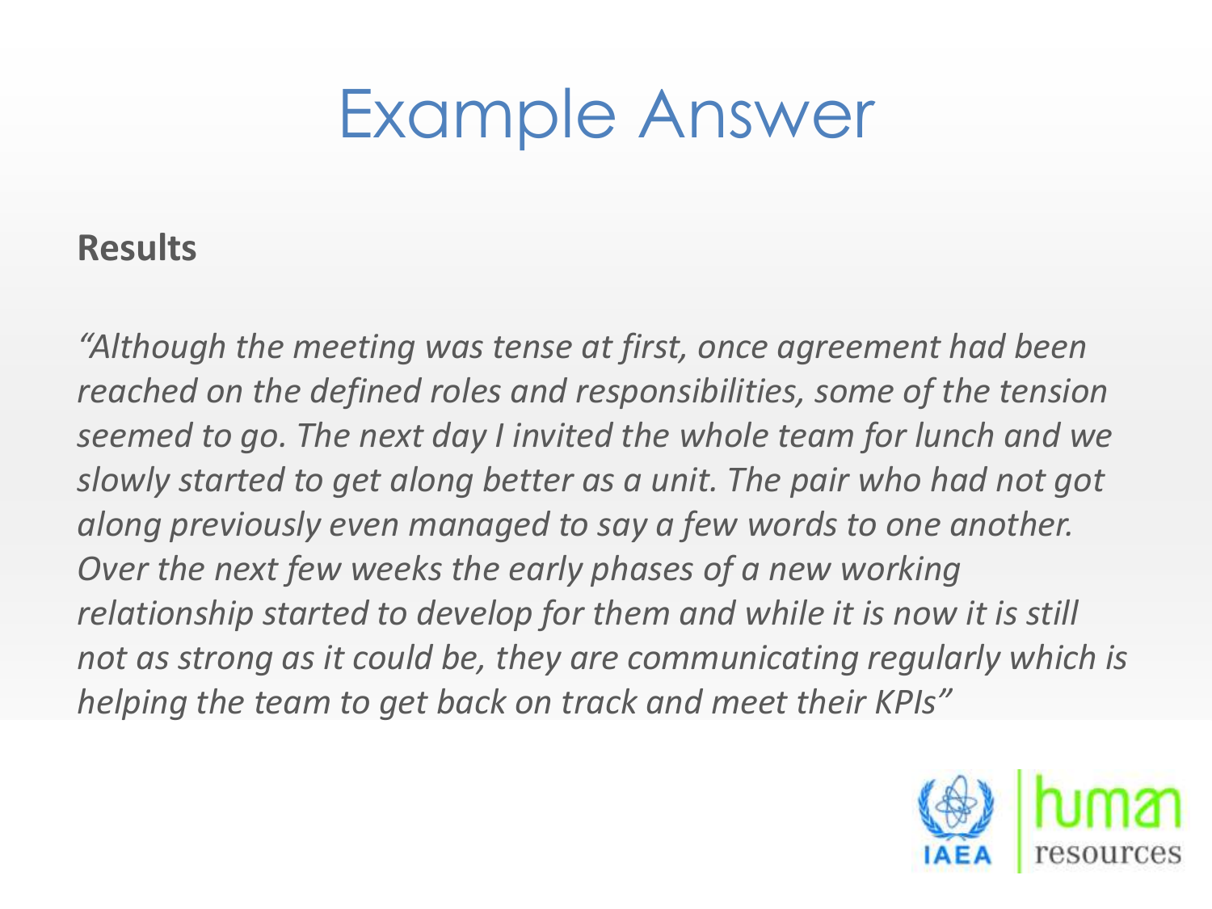# Example Answer

**Results**

*"Although the meeting was tense at first, once agreement had been reached on the defined roles and responsibilities, some of the tension seemed to go. The next day I invited the whole team for lunch and we slowly started to get along better as a unit. The pair who had not got along previously even managed to say a few words to one another. Over the next few weeks the early phases of a new working relationship started to develop for them and while it is now it is still not as strong as it could be, they are communicating regularly which is helping the team to get back on track and meet their KPIs"*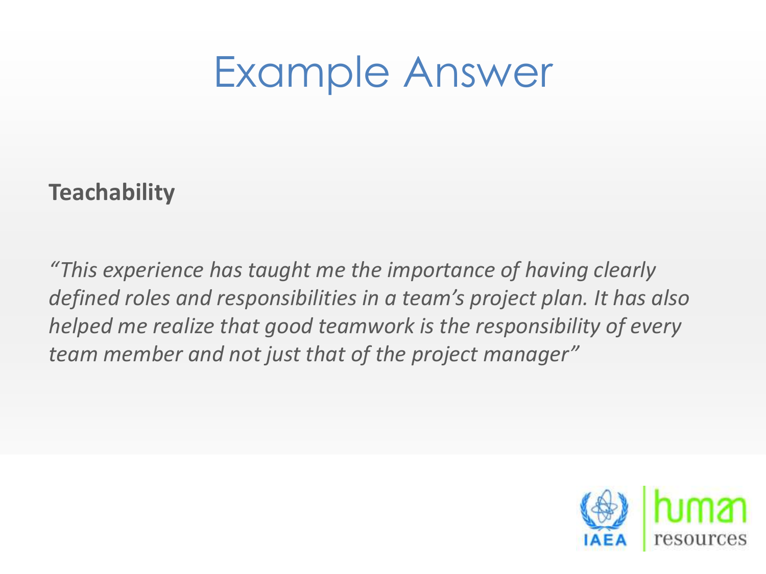# Example Answer

**Teachability**

*"This experience has taught me the importance of having clearly defined roles and responsibilities in a team's project plan. It has also helped me realize that good teamwork is the responsibility of every team member and not just that of the project manager"*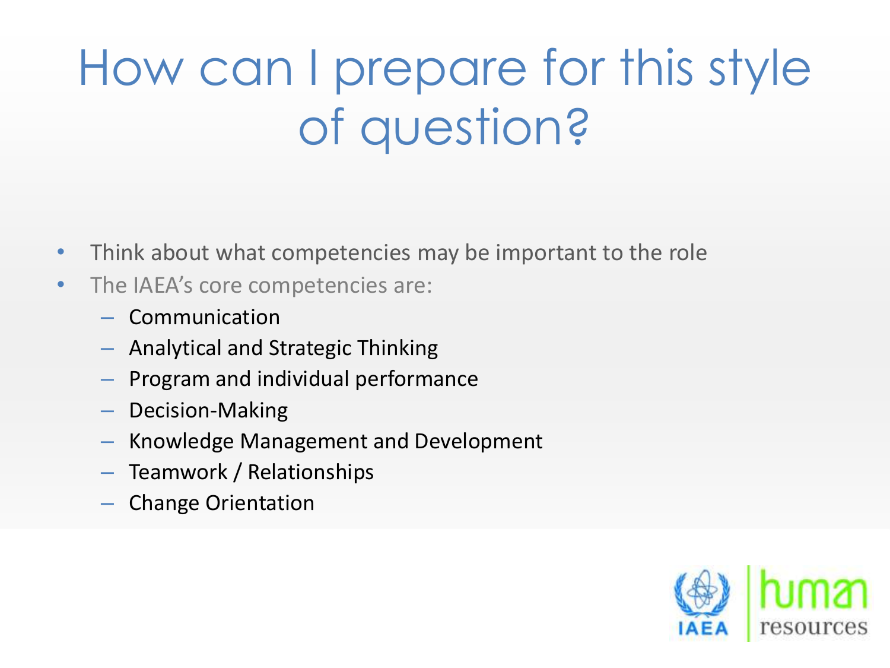# How can I prepare for this style of question?

- Think about what competencies may be important to the role
- The IAEA's core competencies are:
  - Communication
  - Analytical and Strategic Thinking
  - Program and individual performance
  - Decision-Making
  - Knowledge Management and Development
  - Teamwork / Relationships
  - Change Orientation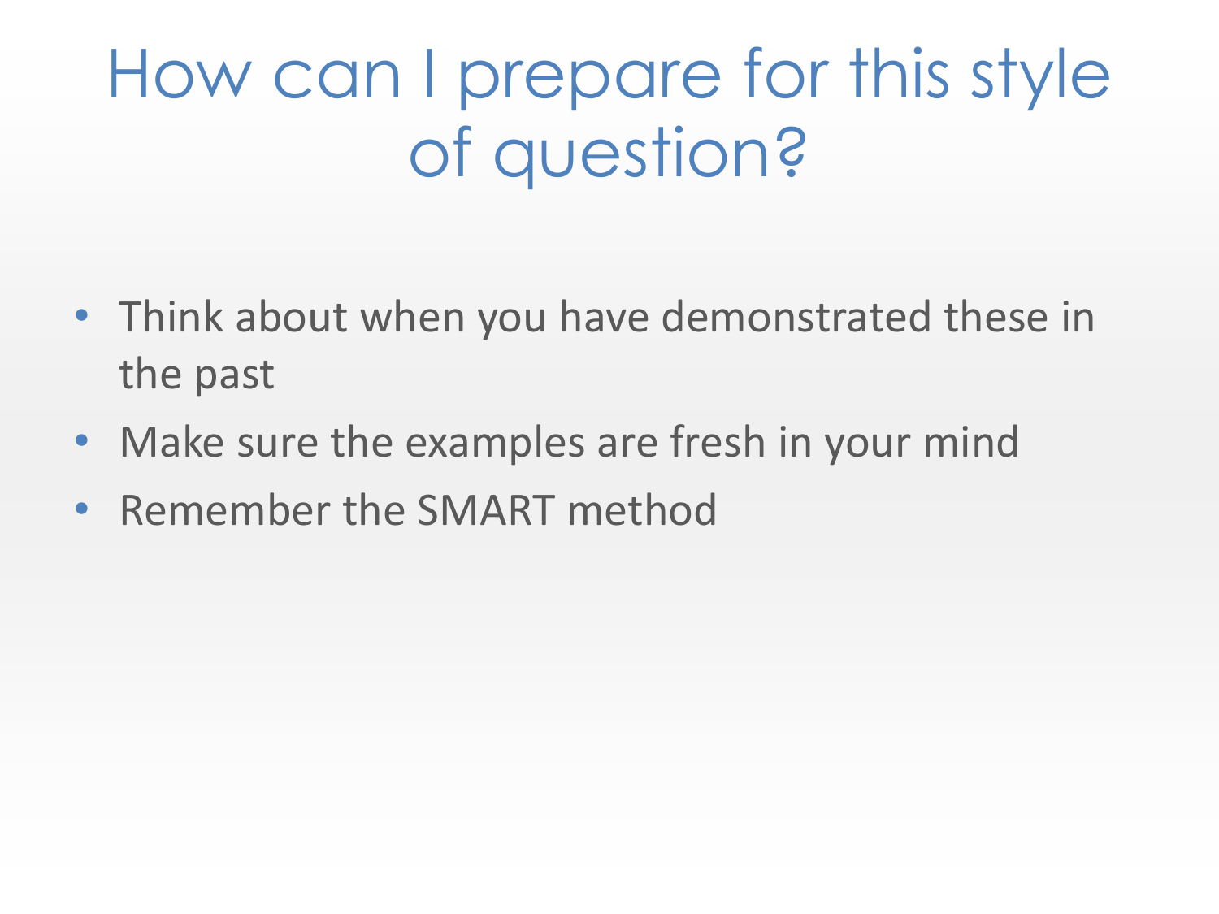# How can I prepare for this style of question?

- Think about when you have demonstrated these in the past
- Make sure the examples are fresh in your mind
- Remember the SMART method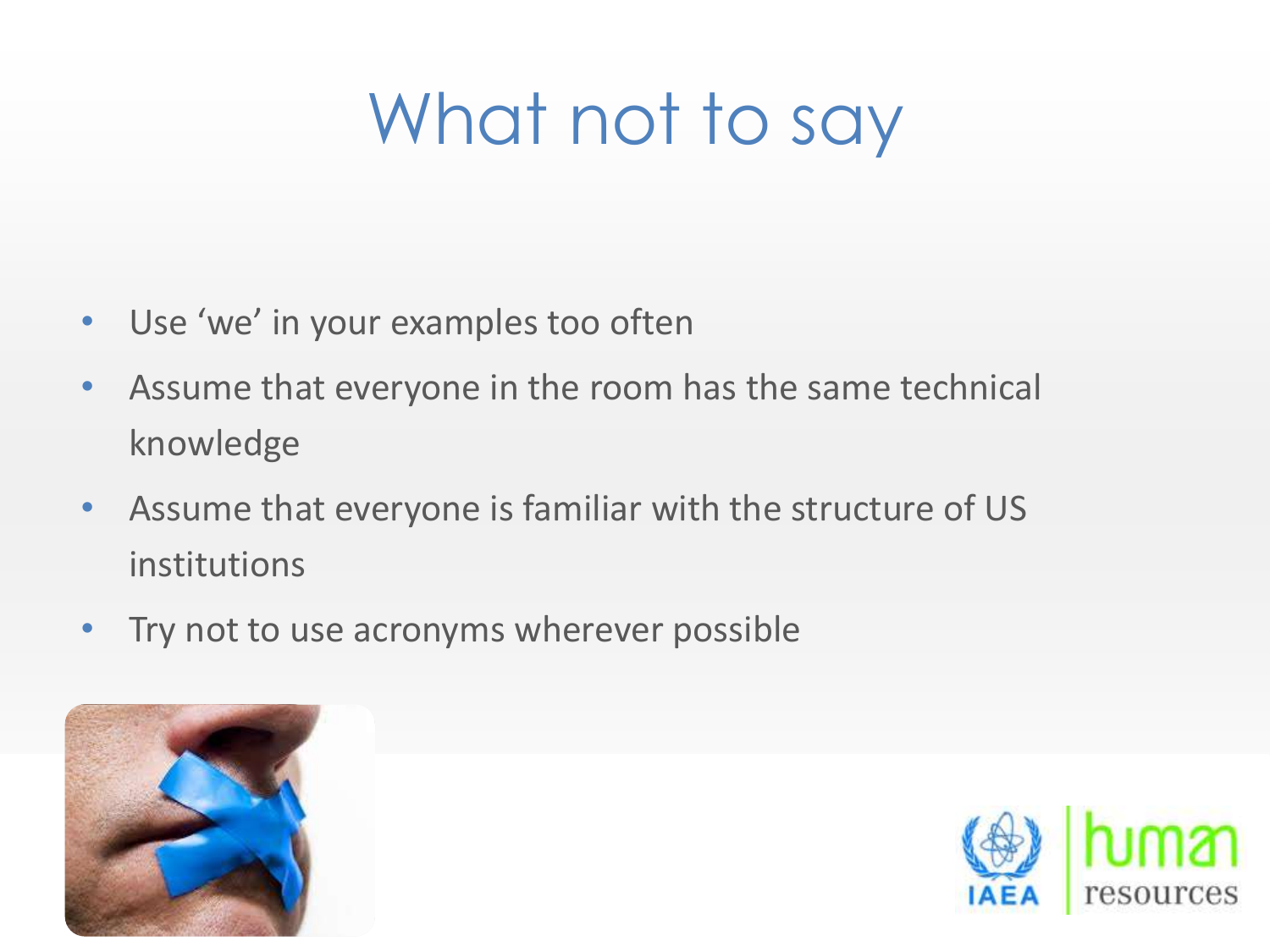# What not to say

- Use 'we' in your examples too often
- Assume that everyone in the room has the same technical knowledge
- Assume that everyone is familiar with the structure of US institutions
- Try not to use acronyms wherever possible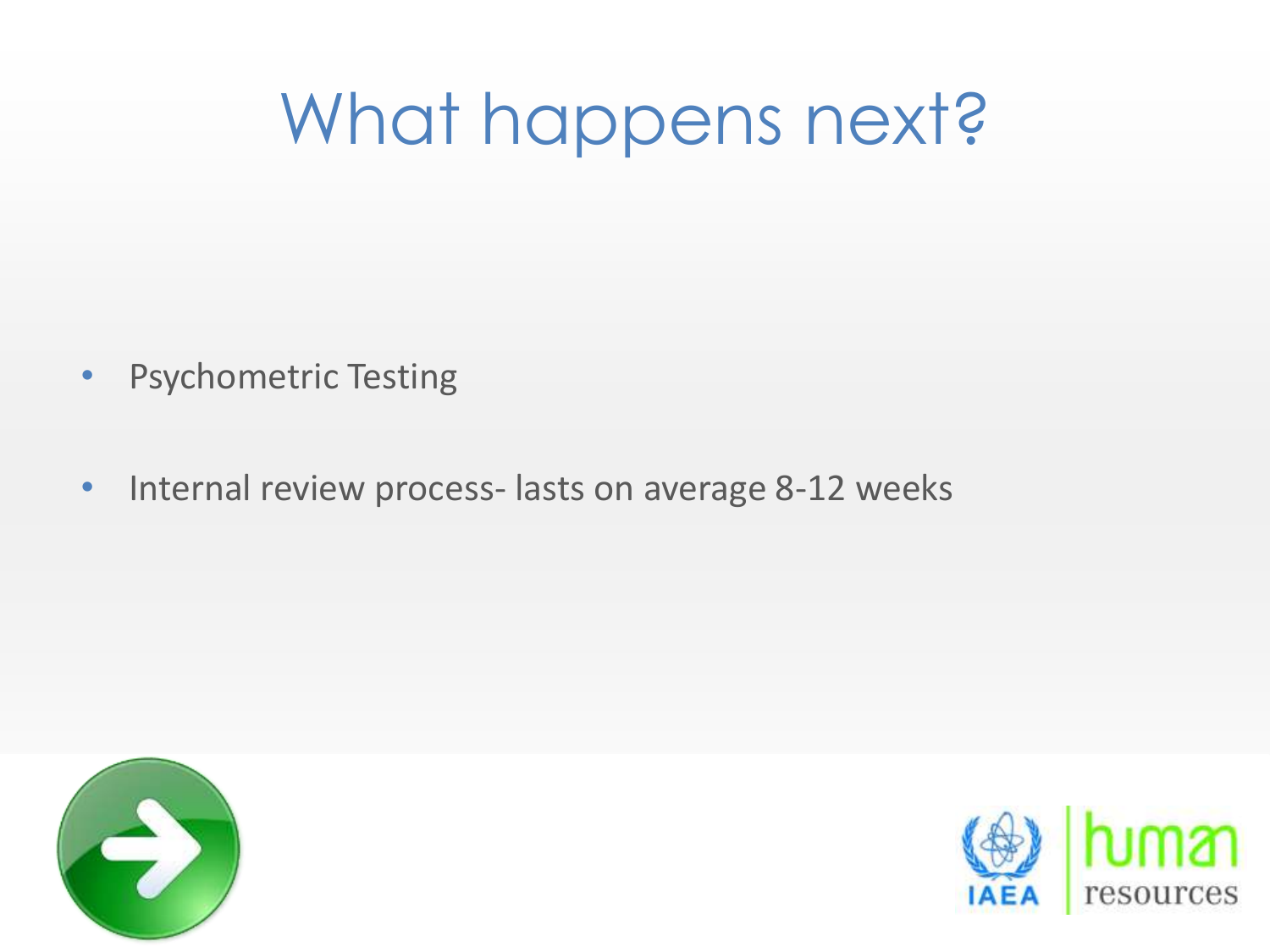# What happens next?

- Psychometric Testing
- Internal review process- lasts on average 8-12 weeks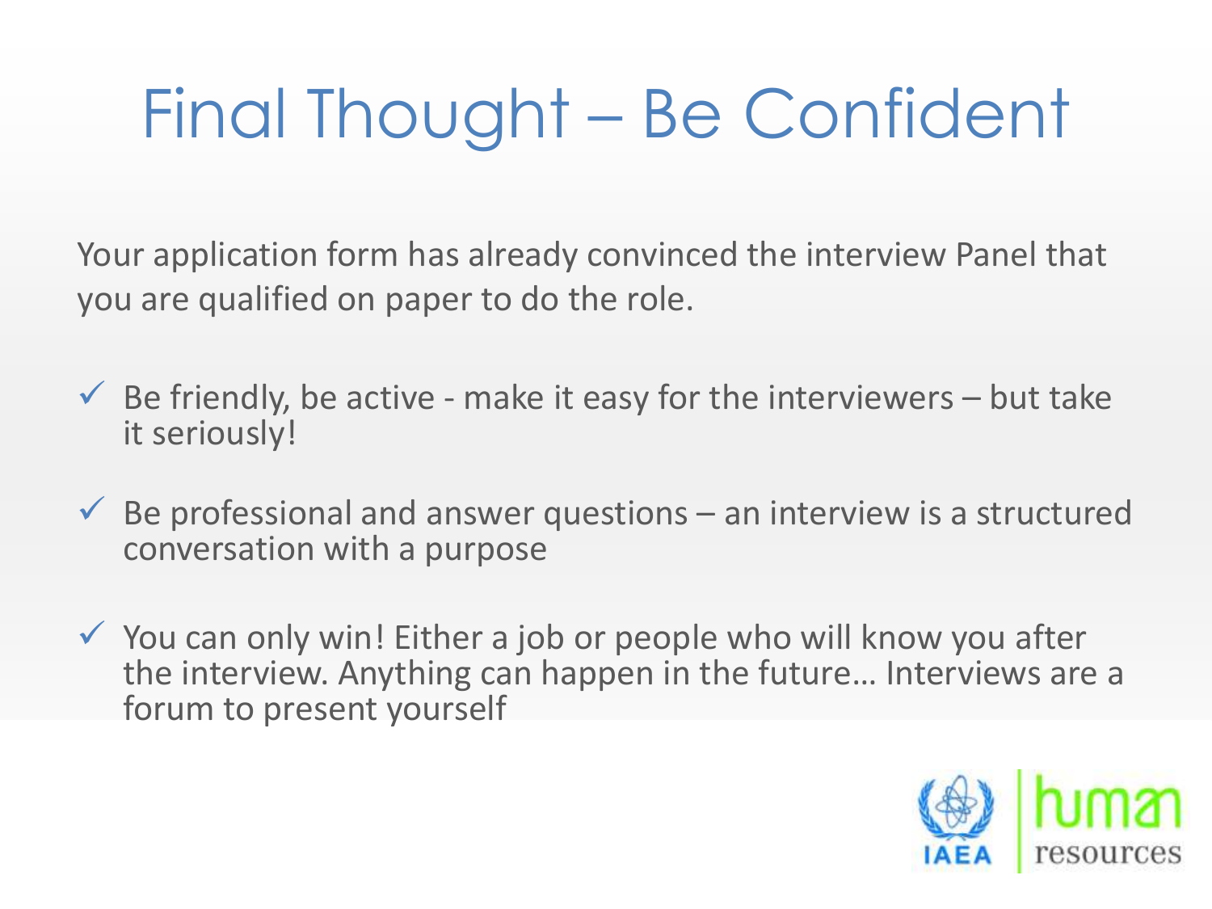# Final Thought – Be Confident

Your application form has already convinced the interview Panel that you are qualified on paper to do the role.

- ✓ Be friendly, be active - make it easy for the interviewers – but take it seriously!
- ✓ Be professional and answer questions – an interview is a structured conversation with a purpose
- ✓ You can only win! Either a job or people who will know you after the interview. Anything can happen in the future… Interviews are a forum to present yourself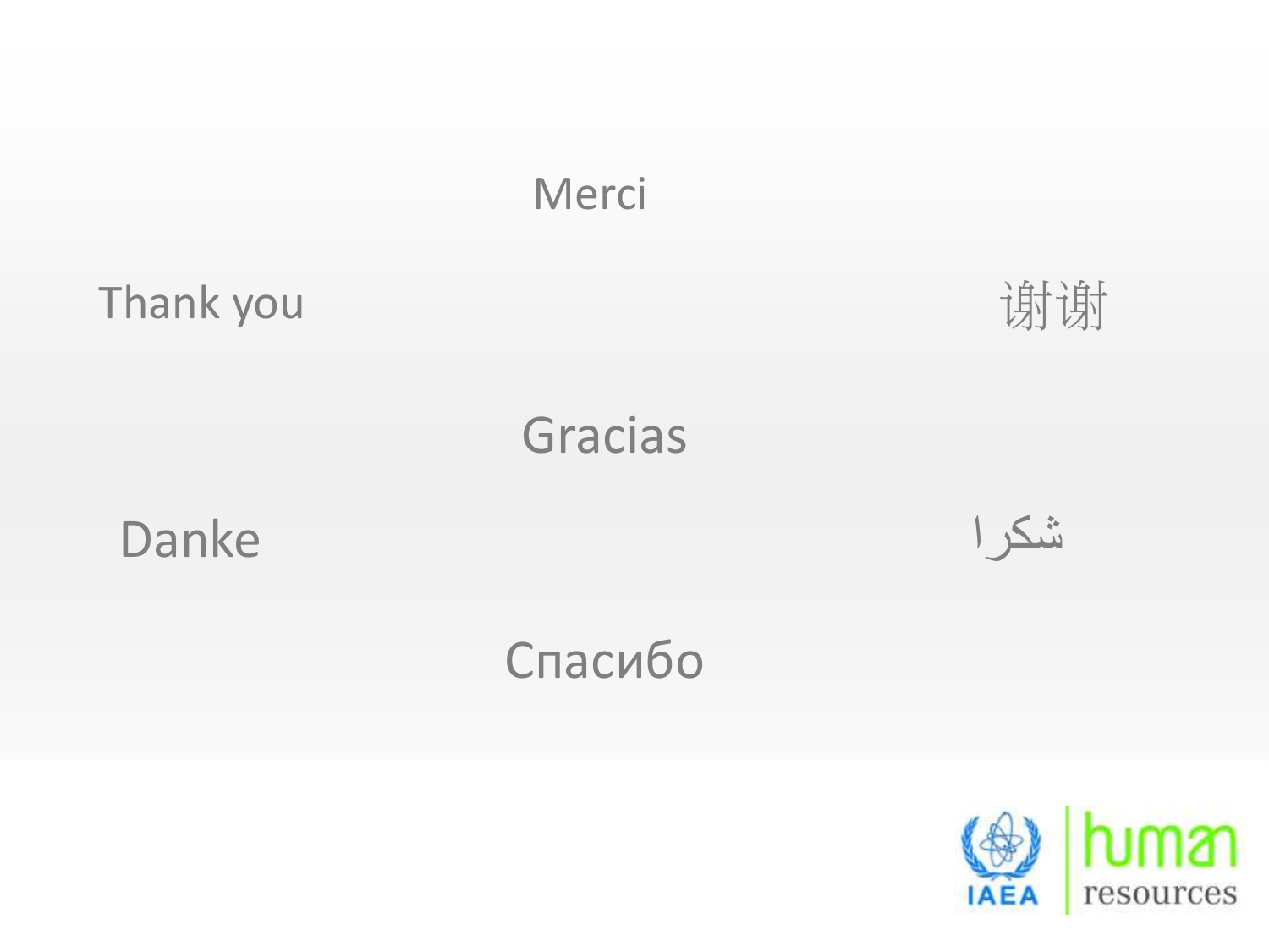Merci

Thank you

谢谢

Gracias

Danke

شكرا

Спасибо

IAEA human resources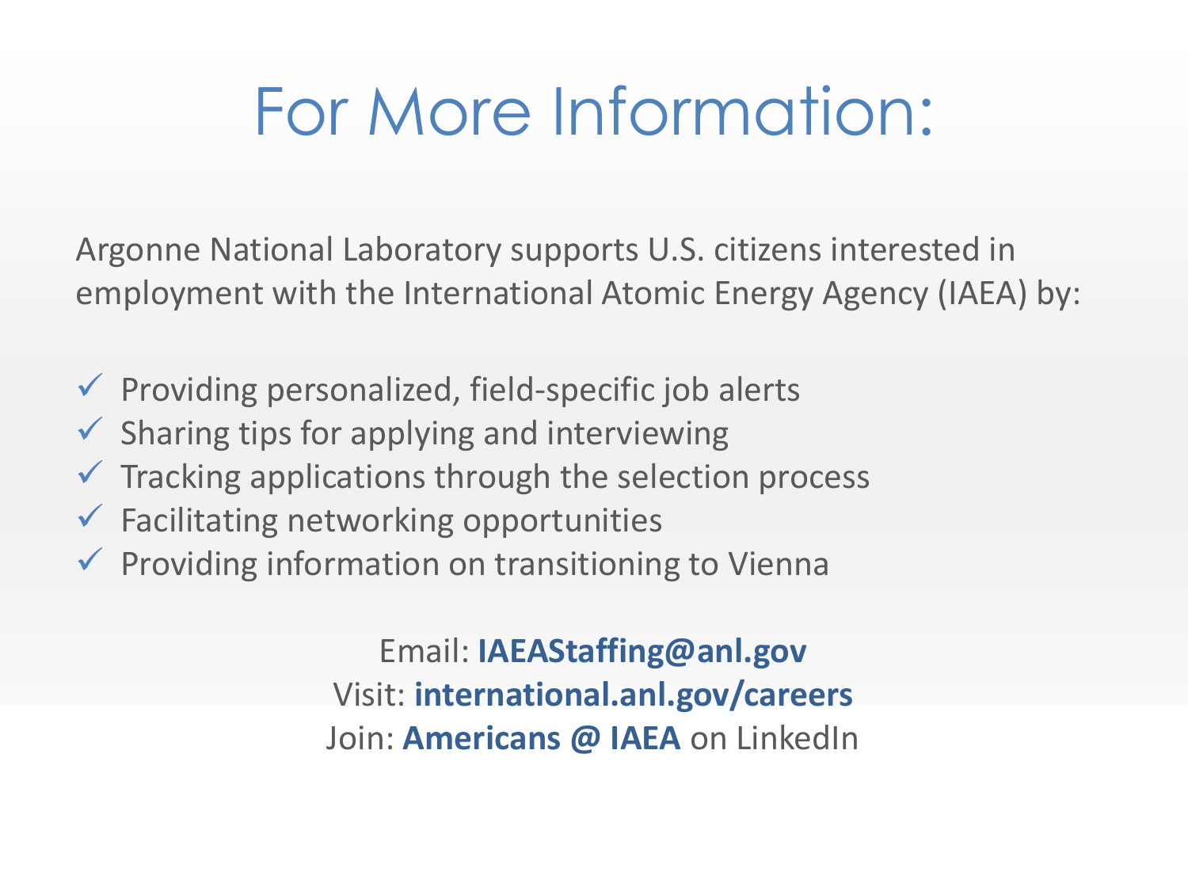# For More Information:

Argonne National Laboratory supports U.S. citizens interested in employment with the International Atomic Energy Agency (IAEA) by:

- ✓ Providing personalized, field-specific job alerts
- ✓ Sharing tips for applying and interviewing
- ✓ Tracking applications through the selection process
- ✓ Facilitating networking opportunities
- ✓ Providing information on transitioning to Vienna

Email: **IAEAStaffing@anl.gov**
Visit: **international.anl.gov/careers**
Join: **Americans @ IAEA** on LinkedIn